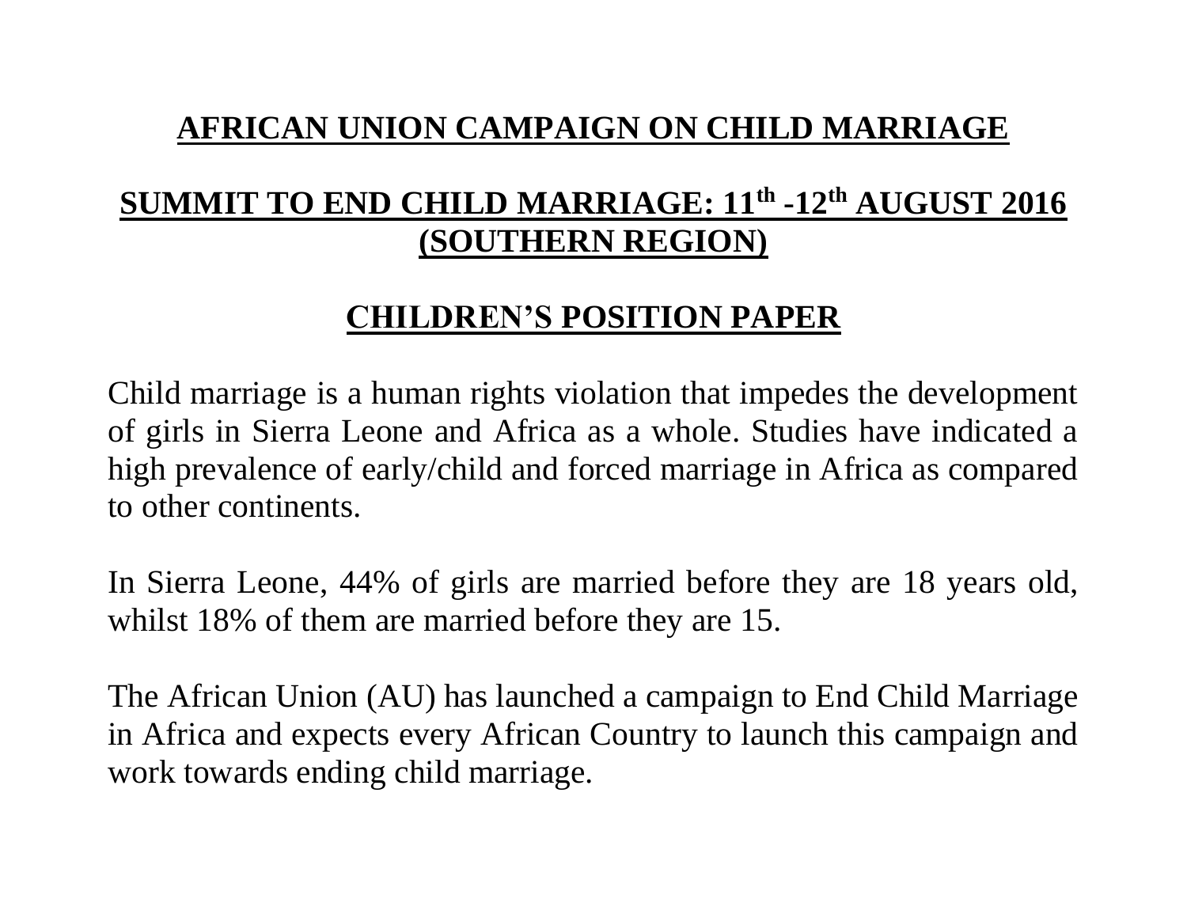# AFRICAN UNION CAMPAIGN ON CHILD MARRIAGE

## SUMMIT TO END CHILD MARRIAGE: 11th -12th AUGUST 2016 (SOUTHERN REGION)

## CHILDREN'S POSITION PAPER

Child marriage is a human rights violation that impedes the development of girls in Sierra Leone and Africa as a whole. Studies have indicated a high prevalence of early/child and forced marriage in Africa as compared to other continents.

In Sierra Leone, 44% of girls are married before they are 18 years old, whilst 18% of them are married before they are 15.

The African Union (AU) has launched a campaign to End Child Marriage in Africa and expects every African Country to launch this campaign and work towards ending child marriage.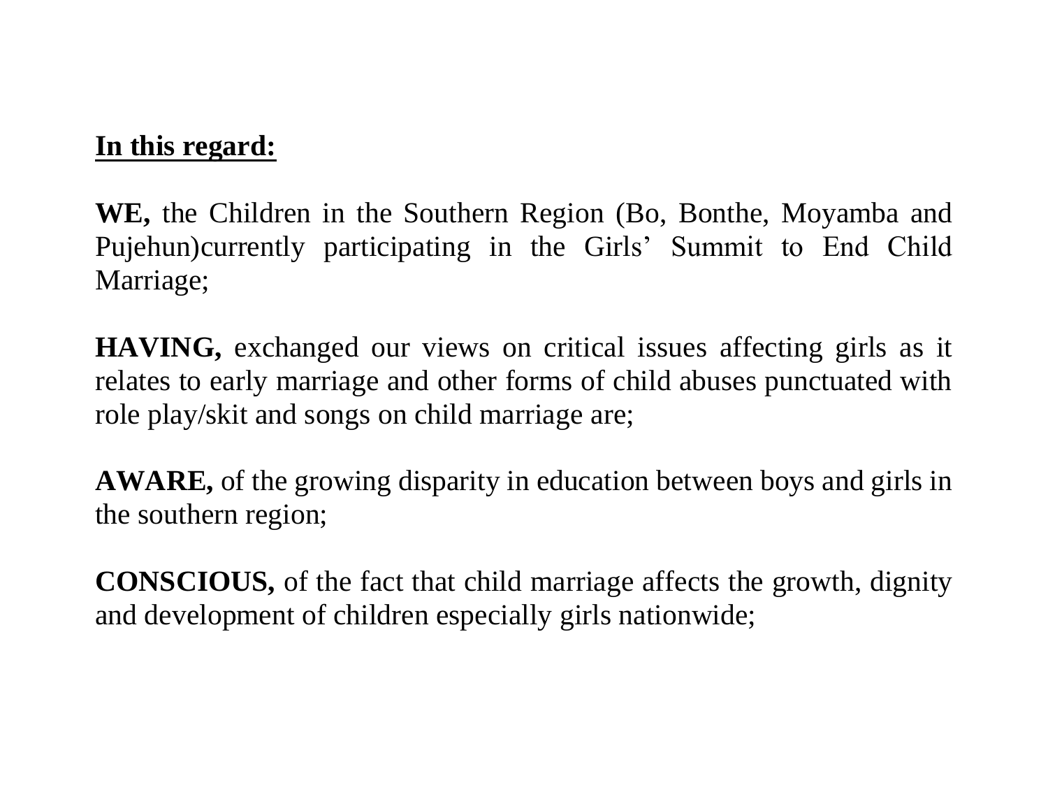**<u>In this regard:</u>**

**WE,** the Children in the Southern Region (Bo, Bonthe, Moyamba and Pujehun)currently participating in the Girls' Summit to End Child Marriage;

**HAVING,** exchanged our views on critical issues affecting girls as it relates to early marriage and other forms of child abuses punctuated with role play/skit and songs on child marriage are;

**AWARE,** of the growing disparity in education between boys and girls in the southern region;

**CONSCIOUS,** of the fact that child marriage affects the growth, dignity and development of children especially girls nationwide;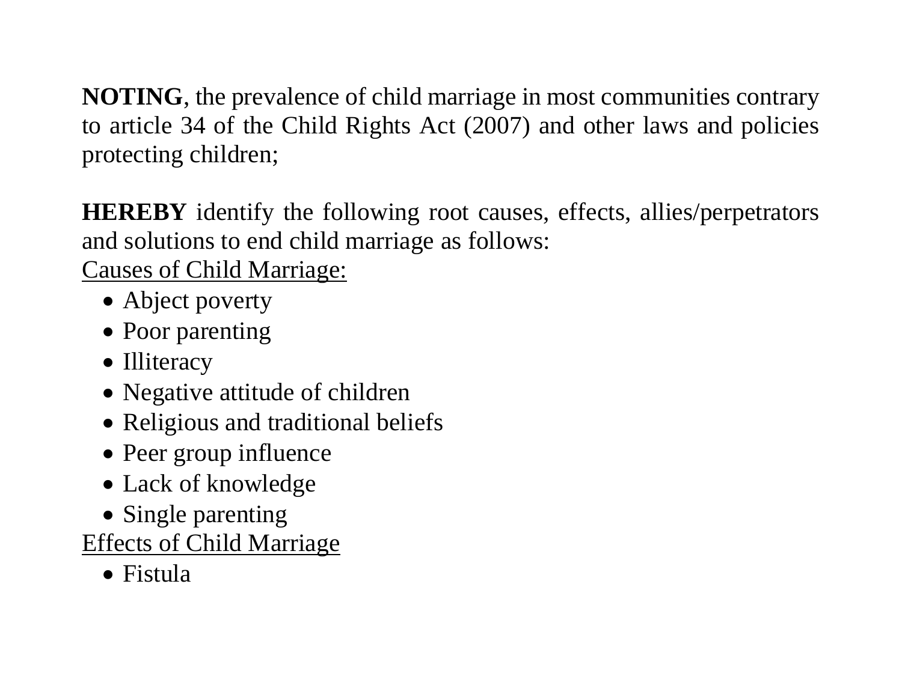**NOTING**, the prevalence of child marriage in most communities contrary to article 34 of the Child Rights Act (2007) and other laws and policies protecting children;

**HEREBY** identify the following root causes, effects, allies/perpetrators and solutions to end child marriage as follows:

<u>Causes of Child Marriage:</u>

- Abject poverty
- Poor parenting
- Illiteracy
- Negative attitude of children
- Religious and traditional beliefs
- Peer group influence
- Lack of knowledge
- Single parenting

<u>Effects of Child Marriage</u>

- Fistula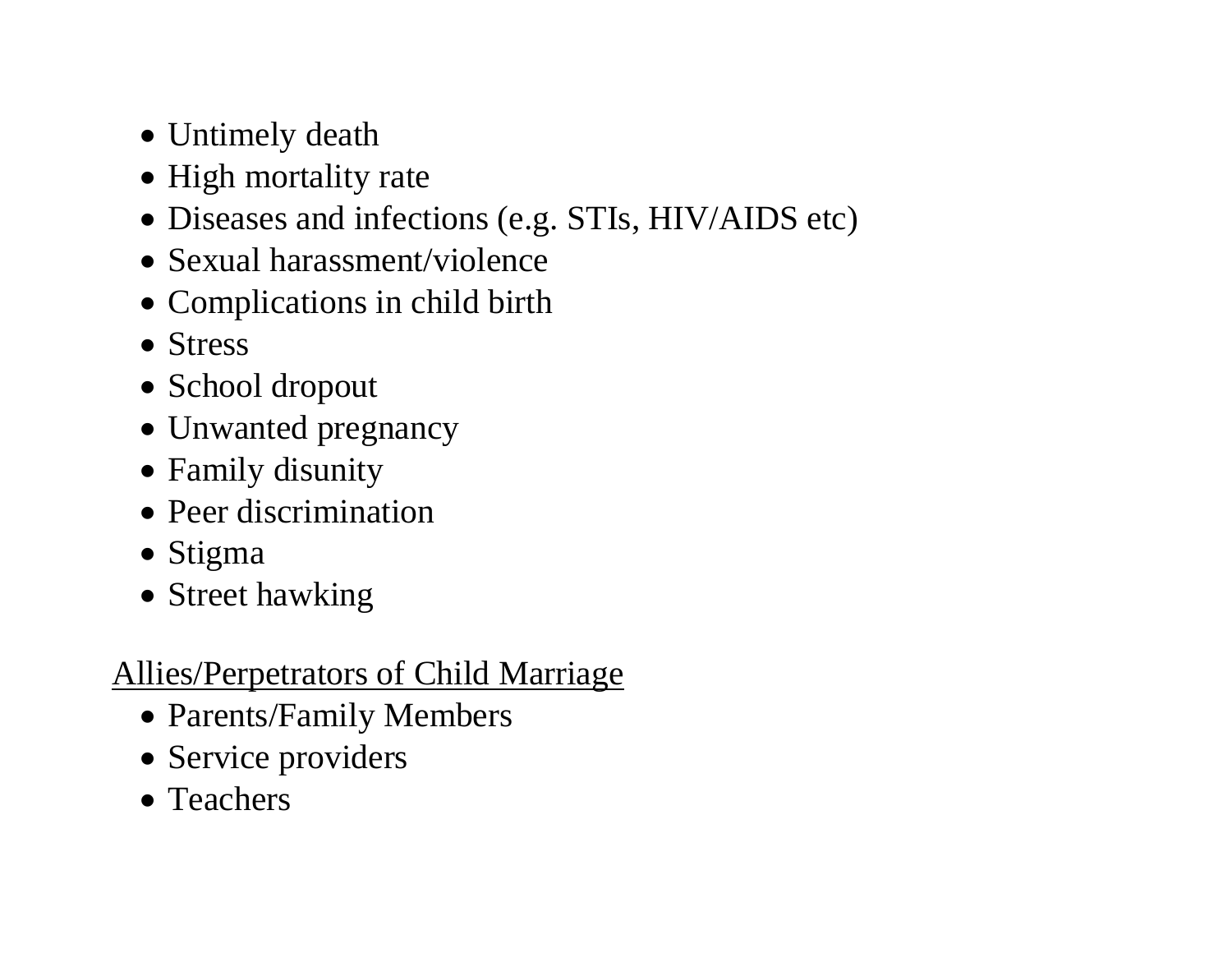- Untimely death
- High mortality rate
- Diseases and infections (e.g. STIs, HIV/AIDS etc)
- Sexual harassment/violence
- Complications in child birth
- Stress
- School dropout
- Unwanted pregnancy
- Family disunity
- Peer discrimination
- Stigma
- Street hawking

<u>Allies/Perpetrators of Child Marriage</u>

- Parents/Family Members
- Service providers
- Teachers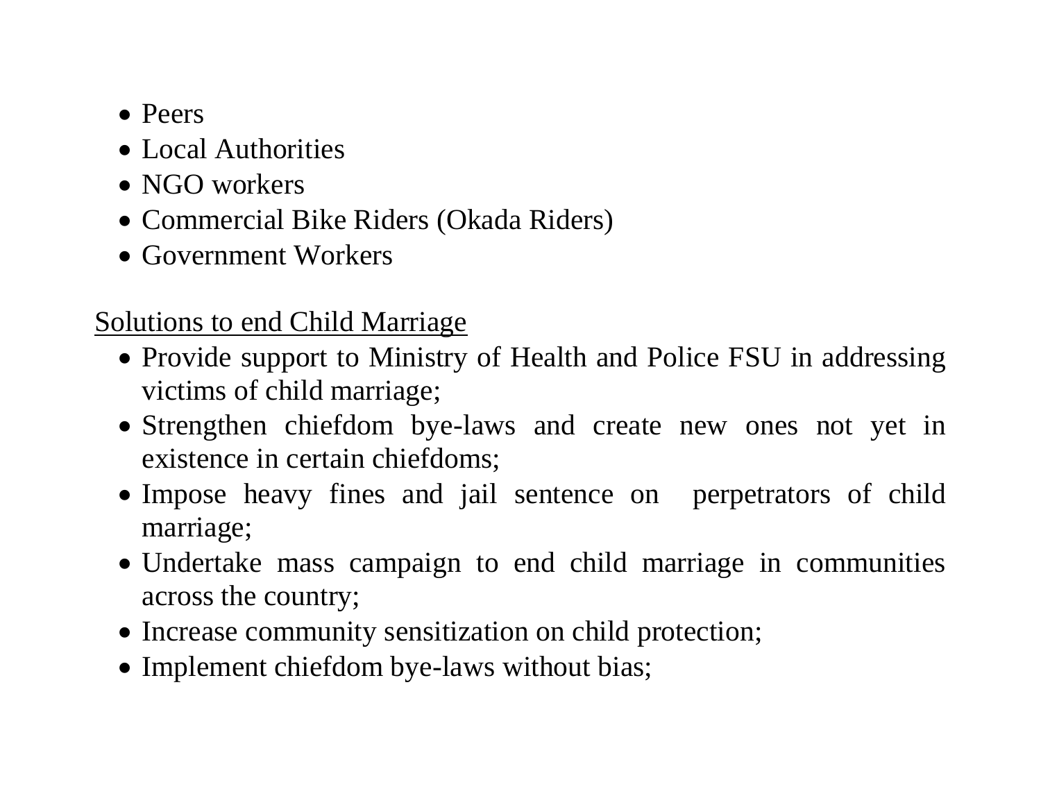- Peers
- Local Authorities
- NGO workers
- Commercial Bike Riders (Okada Riders)
- Government Workers

<u>Solutions to end Child Marriage</u>

- Provide support to Ministry of Health and Police FSU in addressing victims of child marriage;
- Strengthen chiefdom bye-laws and create new ones not yet in existence in certain chiefdoms;
- Impose heavy fines and jail sentence on perpetrators of child marriage;
- Undertake mass campaign to end child marriage in communities across the country;
- Increase community sensitization on child protection;
- Implement chiefdom bye-laws without bias;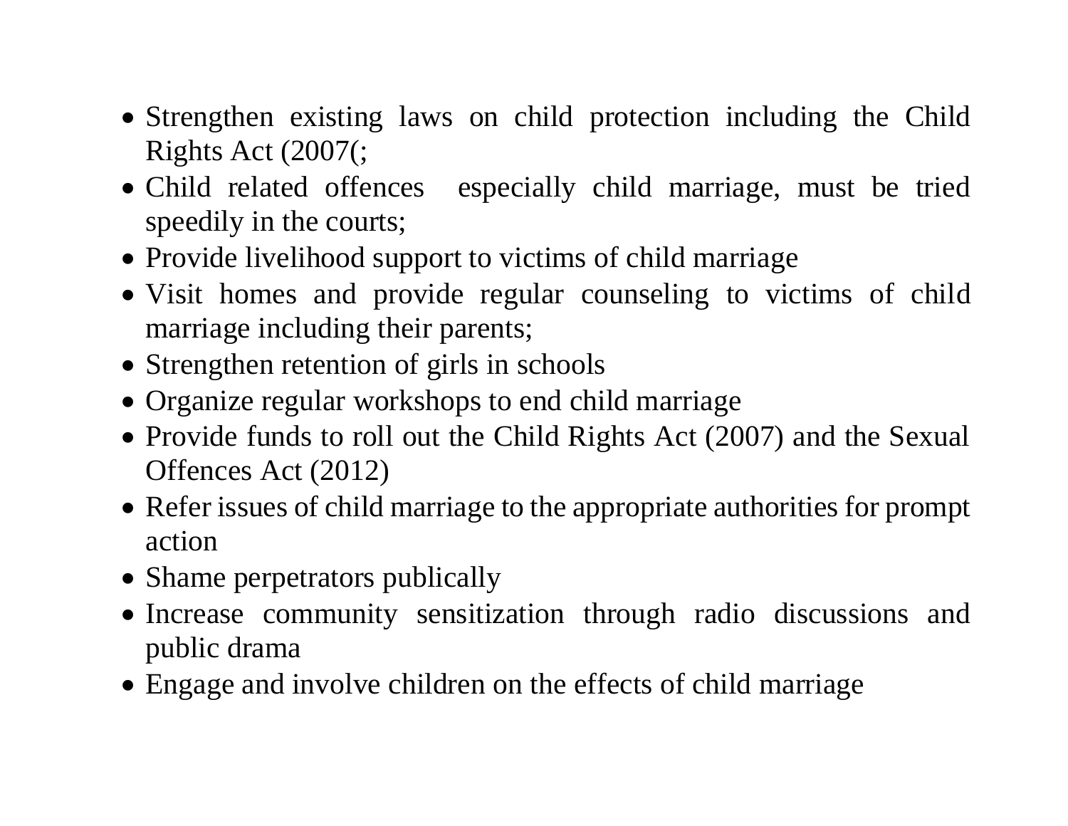- Strengthen existing laws on child protection including the Child Rights Act (2007(;
- Child related offences especially child marriage, must be tried speedily in the courts;
- Provide livelihood support to victims of child marriage
- Visit homes and provide regular counseling to victims of child marriage including their parents;
- Strengthen retention of girls in schools
- Organize regular workshops to end child marriage
- Provide funds to roll out the Child Rights Act (2007) and the Sexual Offences Act (2012)
- Refer issues of child marriage to the appropriate authorities for prompt action
- Shame perpetrators publically
- Increase community sensitization through radio discussions and public drama
- Engage and involve children on the effects of child marriage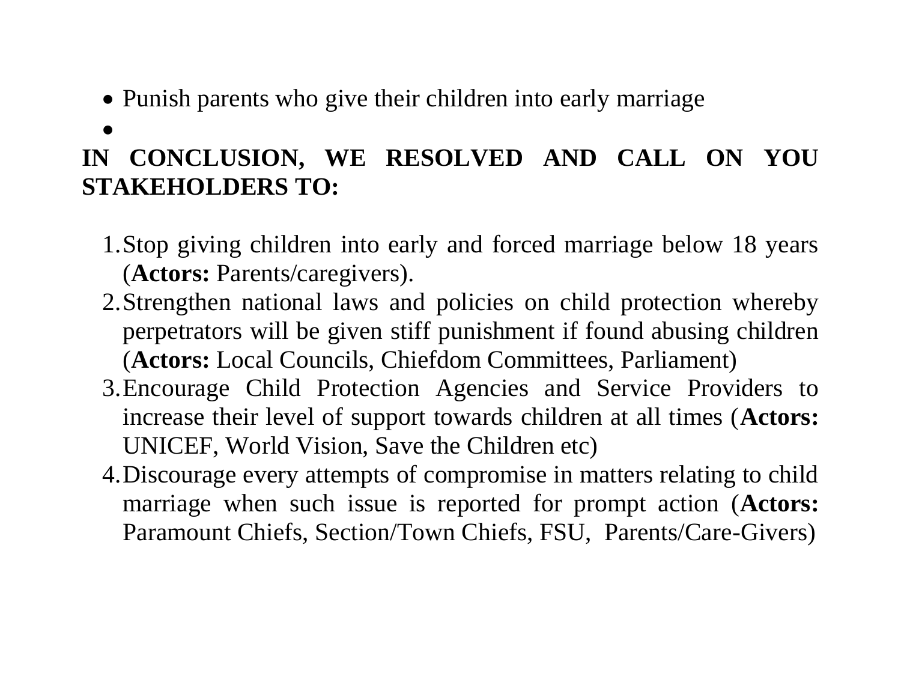- Punish parents who give their children into early marriage
- 

**IN CONCLUSION, WE RESOLVED AND CALL ON YOU STAKEHOLDERS TO:**

1. Stop giving children into early and forced marriage below 18 years (**Actors:** Parents/caregivers).
2. Strengthen national laws and policies on child protection whereby perpetrators will be given stiff punishment if found abusing children (**Actors:** Local Councils, Chiefdom Committees, Parliament)
3. Encourage Child Protection Agencies and Service Providers to increase their level of support towards children at all times (**Actors:** UNICEF, World Vision, Save the Children etc)
4. Discourage every attempts of compromise in matters relating to child marriage when such issue is reported for prompt action (**Actors:** Paramount Chiefs, Section/Town Chiefs, FSU, Parents/Care-Givers)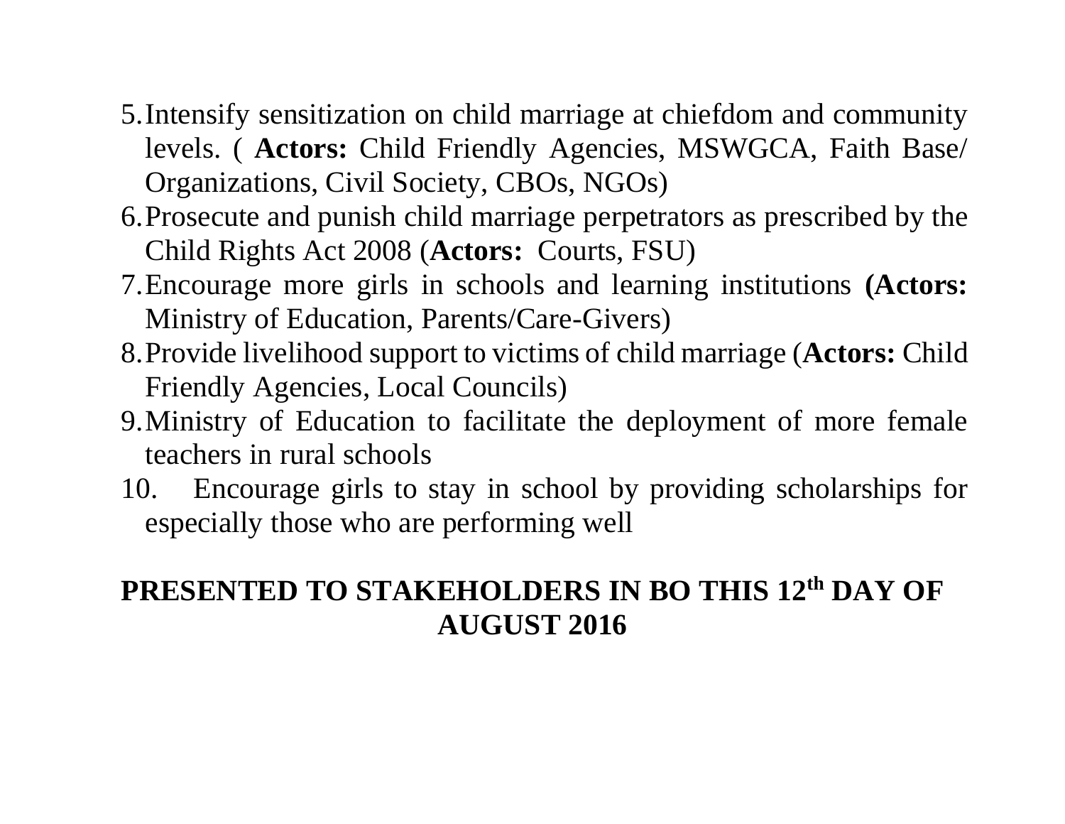5. Intensify sensitization on child marriage at chiefdom and community levels. ( **Actors:** Child Friendly Agencies, MSWGCA, Faith Base/ Organizations, Civil Society, CBOs, NGOs)
6. Prosecute and punish child marriage perpetrators as prescribed by the Child Rights Act 2008 (**Actors:** Courts, FSU)
7. Encourage more girls in schools and learning institutions **(Actors:** Ministry of Education, Parents/Care-Givers)
8. Provide livelihood support to victims of child marriage (**Actors:** Child Friendly Agencies, Local Councils)
9. Ministry of Education to facilitate the deployment of more female teachers in rural schools
10. Encourage girls to stay in school by providing scholarships for especially those who are performing well

**PRESENTED TO STAKEHOLDERS IN BO THIS 12th DAY OF AUGUST 2016**